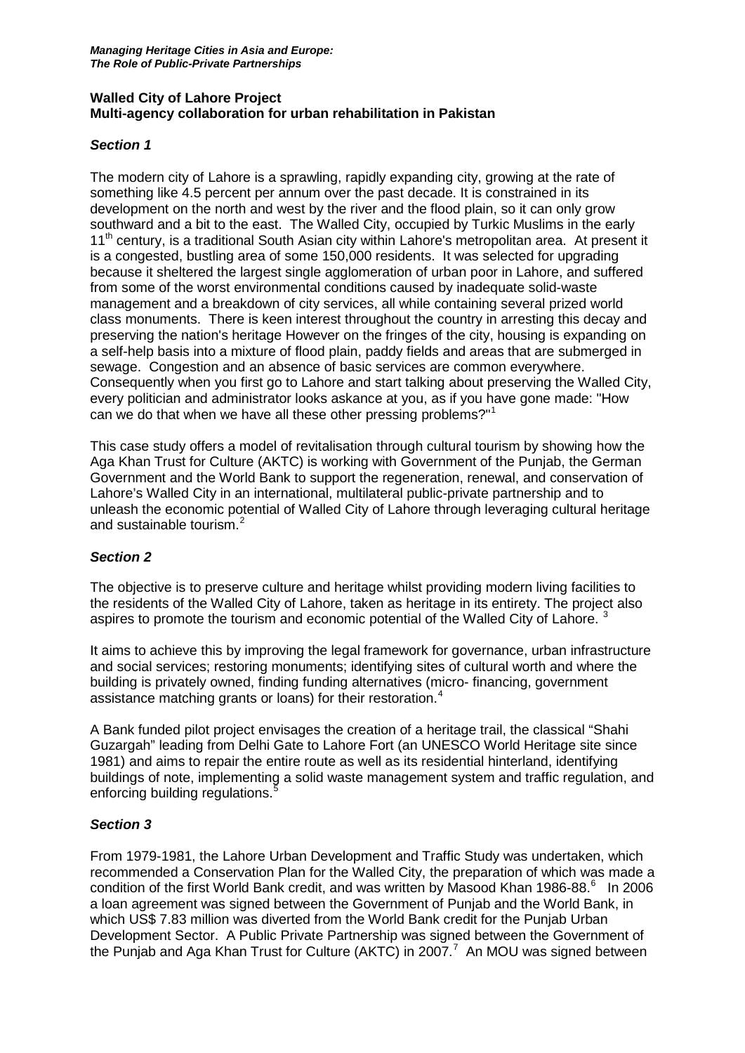***Managing Heritage Cities in Asia and Europe:***
***The Role of Public-Private Partnerships***

**Walled City of Lahore Project**
**Multi-agency collaboration for urban rehabilitation in Pakistan**

### *Section 1*

The modern city of Lahore is a sprawling, rapidly expanding city, growing at the rate of something like 4.5 percent per annum over the past decade. It is constrained in its development on the north and west by the river and the flood plain, so it can only grow southward and a bit to the east. The Walled City, occupied by Turkic Muslims in the early 11th century, is a traditional South Asian city within Lahore's metropolitan area. At present it is a congested, bustling area of some 150,000 residents. It was selected for upgrading because it sheltered the largest single agglomeration of urban poor in Lahore, and suffered from some of the worst environmental conditions caused by inadequate solid-waste management and a breakdown of city services, all while containing several prized world class monuments. There is keen interest throughout the country in arresting this decay and preserving the nation's heritage However on the fringes of the city, housing is expanding on a self-help basis into a mixture of flood plain, paddy fields and areas that are submerged in sewage. Congestion and an absence of basic services are common everywhere. Consequently when you first go to Lahore and start talking about preserving the Walled City, every politician and administrator looks askance at you, as if you have gone made: "How can we do that when we have all these other pressing problems?"[1]

This case study offers a model of revitalisation through cultural tourism by showing how the Aga Khan Trust for Culture (AKTC) is working with Government of the Punjab, the German Government and the World Bank to support the regeneration, renewal, and conservation of Lahore's Walled City in an international, multilateral public-private partnership and to unleash the economic potential of Walled City of Lahore through leveraging cultural heritage and sustainable tourism.[2]

### *Section 2*

The objective is to preserve culture and heritage whilst providing modern living facilities to the residents of the Walled City of Lahore, taken as heritage in its entirety. The project also aspires to promote the tourism and economic potential of the Walled City of Lahore. [3]

It aims to achieve this by improving the legal framework for governance, urban infrastructure and social services; restoring monuments; identifying sites of cultural worth and where the building is privately owned, finding funding alternatives (micro- financing, government assistance matching grants or loans) for their restoration.[4]

A Bank funded pilot project envisages the creation of a heritage trail, the classical "Shahi Guzargah" leading from Delhi Gate to Lahore Fort (an UNESCO World Heritage site since 1981) and aims to repair the entire route as well as its residential hinterland, identifying buildings of note, implementing a solid waste management system and traffic regulation, and enforcing building regulations.[5]

### *Section 3*

From 1979-1981, the Lahore Urban Development and Traffic Study was undertaken, which recommended a Conservation Plan for the Walled City, the preparation of which was made a condition of the first World Bank credit, and was written by Masood Khan 1986-88.[6] In 2006 a loan agreement was signed between the Government of Punjab and the World Bank, in which US$ 7.83 million was diverted from the World Bank credit for the Punjab Urban Development Sector. A Public Private Partnership was signed between the Government of the Punjab and Aga Khan Trust for Culture (AKTC) in 2007.[7] An MOU was signed between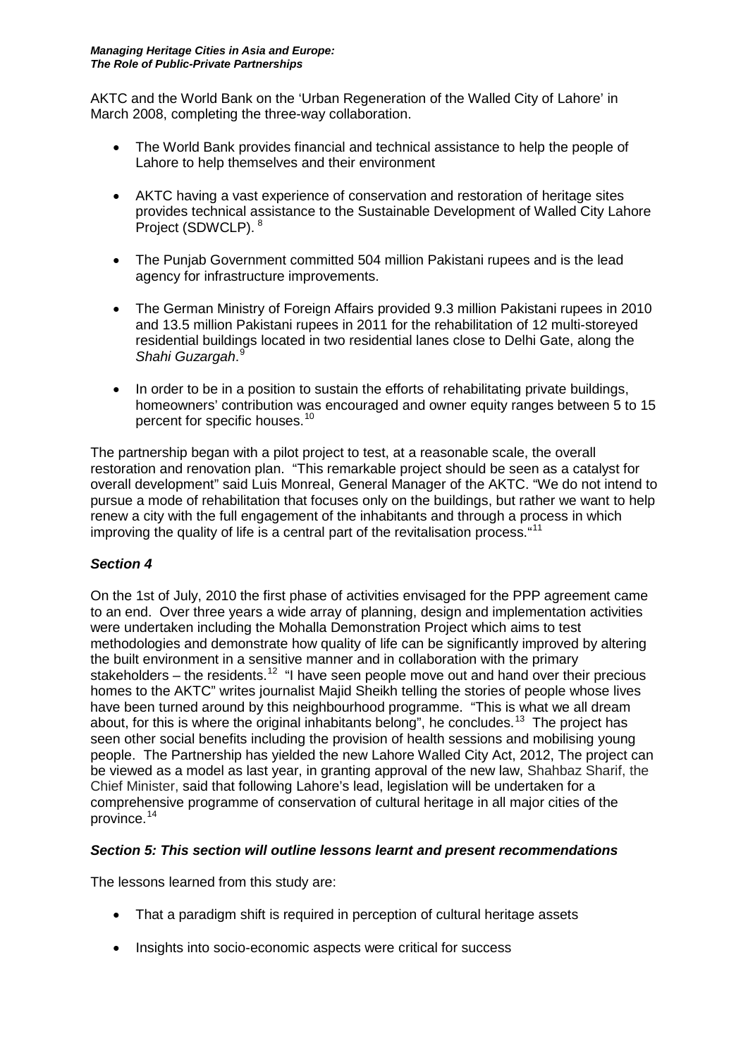AKTC and the World Bank on the 'Urban Regeneration of the Walled City of Lahore' in March 2008, completing the three-way collaboration.

- The World Bank provides financial and technical assistance to help the people of Lahore to help themselves and their environment

- AKTC having a vast experience of conservation and restoration of heritage sites provides technical assistance to the Sustainable Development of Walled City Lahore Project (SDWCLP). [8]

- The Punjab Government committed 504 million Pakistani rupees and is the lead agency for infrastructure improvements.

- The German Ministry of Foreign Affairs provided 9.3 million Pakistani rupees in 2010 and 13.5 million Pakistani rupees in 2011 for the rehabilitation of 12 multi-storeyed residential buildings located in two residential lanes close to Delhi Gate, along the *Shahi Guzargah*.[9]

- In order to be in a position to sustain the efforts of rehabilitating private buildings, homeowners' contribution was encouraged and owner equity ranges between 5 to 15 percent for specific houses.[10]

The partnership began with a pilot project to test, at a reasonable scale, the overall restoration and renovation plan. "This remarkable project should be seen as a catalyst for overall development" said Luis Monreal, General Manager of the AKTC. "We do not intend to pursue a mode of rehabilitation that focuses only on the buildings, but rather we want to help renew a city with the full engagement of the inhabitants and through a process in which improving the quality of life is a central part of the revitalisation process."[11]

### *Section 4*

On the 1st of July, 2010 the first phase of activities envisaged for the PPP agreement came to an end. Over three years a wide array of planning, design and implementation activities were undertaken including the Mohalla Demonstration Project which aims to test methodologies and demonstrate how quality of life can be significantly improved by altering the built environment in a sensitive manner and in collaboration with the primary stakeholders – the residents.[12] "I have seen people move out and hand over their precious homes to the AKTC" writes journalist Majid Sheikh telling the stories of people whose lives have been turned around by this neighbourhood programme. "This is what we all dream about, for this is where the original inhabitants belong", he concludes.[13] The project has seen other social benefits including the provision of health sessions and mobilising young people. The Partnership has yielded the new Lahore Walled City Act, 2012, The project can be viewed as a model as last year, in granting approval of the new law, Shahbaz Sharif, the Chief Minister, said that following Lahore's lead, legislation will be undertaken for a comprehensive programme of conservation of cultural heritage in all major cities of the province.[14]

### *Section 5: This section will outline lessons learnt and present recommendations*

The lessons learned from this study are:

- That a paradigm shift is required in perception of cultural heritage assets

- Insights into socio-economic aspects were critical for success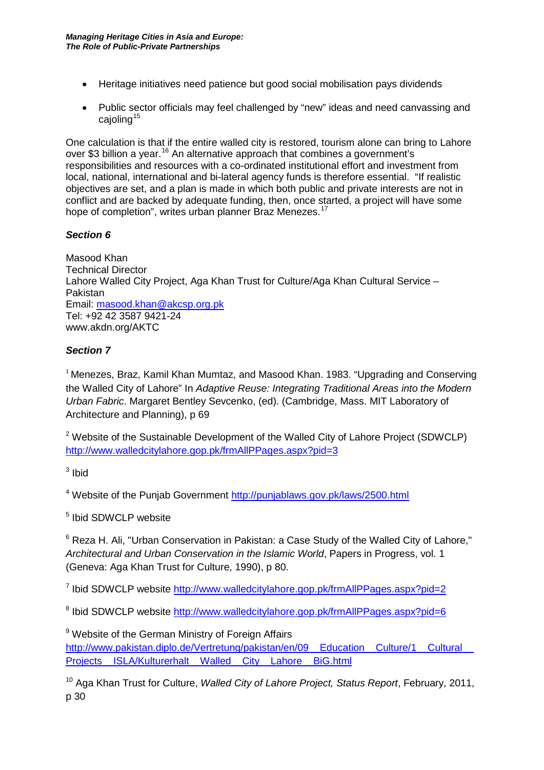- Heritage initiatives need patience but good social mobilisation pays dividends
- Public sector officials may feel challenged by "new" ideas and need canvassing and cajoling[15]

One calculation is that if the entire walled city is restored, tourism alone can bring to Lahore over $3 billion a year.[16] An alternative approach that combines a government's responsibilities and resources with a co-ordinated institutional effort and investment from local, national, international and bi-lateral agency funds is therefore essential. "If realistic objectives are set, and a plan is made in which both public and private interests are not in conflict and are backed by adequate funding, then, once started, a project will have some hope of completion", writes urban planner Braz Menezes.[17]

***Section 6***

Masood Khan
Technical Director
Lahore Walled City Project, Aga Khan Trust for Culture/Aga Khan Cultural Service – Pakistan
Email: masood.khan@akcsp.org.pk
Tel: +92 42 3587 9421-24
www.akdn.org/AKTC

***Section 7***

[1] Menezes, Braz, Kamil Khan Mumtaz, and Masood Khan. 1983. "Upgrading and Conserving the Walled City of Lahore" In *Adaptive Reuse: Integrating Traditional Areas into the Modern Urban Fabric*. Margaret Bentley Sevcenko, (ed). (Cambridge, Mass. MIT Laboratory of Architecture and Planning), p 69

[2] Website of the Sustainable Development of the Walled City of Lahore Project (SDWCLP) http://www.walledcitylahore.gop.pk/frmAllPPages.aspx?pid=3

[3] Ibid

[4] Website of the Punjab Government http://punjablaws.gov.pk/laws/2500.html

[5] Ibid SDWCLP website

[6] Reza H. Ali, "Urban Conservation in Pakistan: a Case Study of the Walled City of Lahore," *Architectural and Urban Conservation in the Islamic World*, Papers in Progress, vol. 1 (Geneva: Aga Khan Trust for Culture, 1990), p 80.

[7] Ibid SDWCLP website http://www.walledcitylahore.gop.pk/frmAllPPages.aspx?pid=2

[8] Ibid SDWCLP website http://www.walledcitylahore.gop.pk/frmAllPPages.aspx?pid=6

[9] Website of the German Ministry of Foreign Affairs http://www.pakistan.diplo.de/Vertretung/pakistan/en/09__Education__Culture/1__Cultural__Projects__ISLA/Kulturerhalt__Walled__City__Lahore__BiG.html

[10] Aga Khan Trust for Culture, *Walled City of Lahore Project, Status Report*, February, 2011, p 30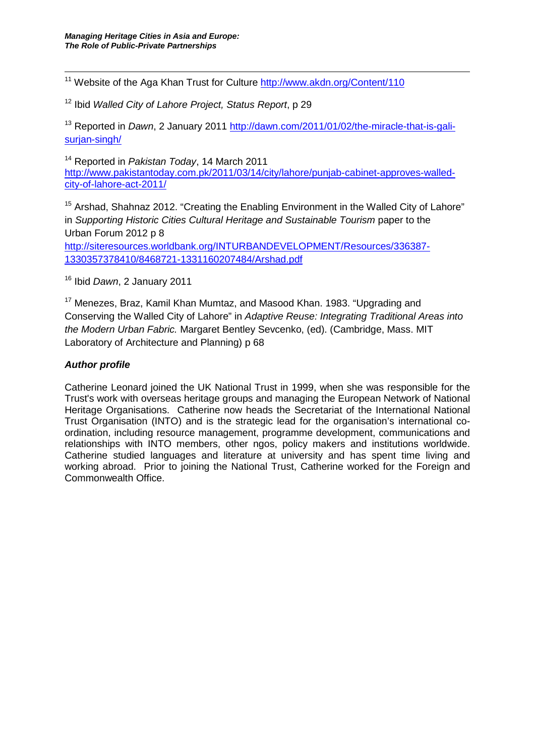[11] Website of the Aga Khan Trust for Culture http://www.akdn.org/Content/110

[12] Ibid *Walled City of Lahore Project, Status Report*, p 29

[13] Reported in *Dawn*, 2 January 2011 http://dawn.com/2011/01/02/the-miracle-that-is-gali-surjan-singh/

[14] Reported in *Pakistan Today*, 14 March 2011 http://www.pakistantoday.com.pk/2011/03/14/city/lahore/punjab-cabinet-approves-walled-city-of-lahore-act-2011/

[15] Arshad, Shahnaz 2012. "Creating the Enabling Environment in the Walled City of Lahore" in *Supporting Historic Cities Cultural Heritage and Sustainable Tourism* paper to the Urban Forum 2012 p 8 http://siteresources.worldbank.org/INTURBANDEVELOPMENT/Resources/336387-1330357378410/8468721-1331160207484/Arshad.pdf

[16] Ibid *Dawn*, 2 January 2011

[17] Menezes, Braz, Kamil Khan Mumtaz, and Masood Khan. 1983. "Upgrading and Conserving the Walled City of Lahore" in *Adaptive Reuse: Integrating Traditional Areas into the Modern Urban Fabric.* Margaret Bentley Sevcenko, (ed). (Cambridge, Mass. MIT Laboratory of Architecture and Planning) p 68

### *Author profile*

Catherine Leonard joined the UK National Trust in 1999, when she was responsible for the Trust's work with overseas heritage groups and managing the European Network of National Heritage Organisations. Catherine now heads the Secretariat of the International National Trust Organisation (INTO) and is the strategic lead for the organisation's international co-ordination, including resource management, programme development, communications and relationships with INTO members, other ngos, policy makers and institutions worldwide. Catherine studied languages and literature at university and has spent time living and working abroad. Prior to joining the National Trust, Catherine worked for the Foreign and Commonwealth Office.